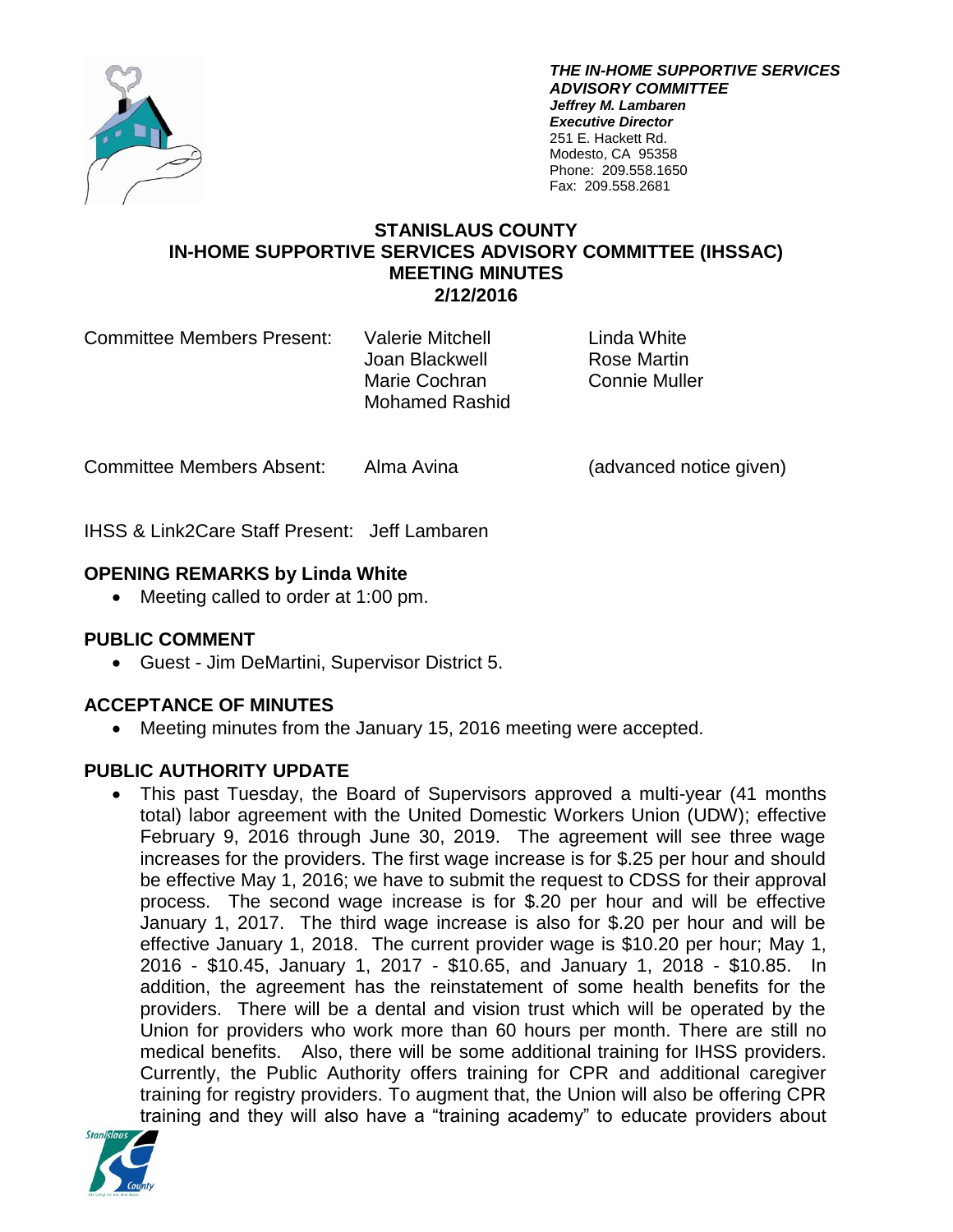***THE IN-HOME SUPPORTIVE SERVICES ADVISORY COMMITTEE***
***Jeffrey M. Lambaren***
***Executive Director***
251 E. Hackett Rd.
Modesto, CA 95358
Phone: 209.558.1650
Fax: 209.558.2681

# STANISLAUS COUNTY
# IN-HOME SUPPORTIVE SERVICES ADVISORY COMMITTEE (IHSSAC)
# MEETING MINUTES
# 2/12/2016

| Committee Members Present: | Valerie Mitchell | Linda White |
|---|---|---|
| | Joan Blackwell | Rose Martin |
| | Marie Cochran | Connie Muller |
| | Mohamed Rashid | |

Committee Members Absent: Alma Avina (advanced notice given)

IHSS & Link2Care Staff Present: Jeff Lambaren

## OPENING REMARKS by Linda White

- Meeting called to order at 1:00 pm.

## PUBLIC COMMENT

- Guest - Jim DeMartini, Supervisor District 5.

## ACCEPTANCE OF MINUTES

- Meeting minutes from the January 15, 2016 meeting were accepted.

## PUBLIC AUTHORITY UPDATE

- This past Tuesday, the Board of Supervisors approved a multi-year (41 months total) labor agreement with the United Domestic Workers Union (UDW); effective February 9, 2016 through June 30, 2019. The agreement will see three wage increases for the providers. The first wage increase is for $.25 per hour and should be effective May 1, 2016; we have to submit the request to CDSS for their approval process. The second wage increase is for $.20 per hour and will be effective January 1, 2017. The third wage increase is also for $.20 per hour and will be effective January 1, 2018. The current provider wage is $10.20 per hour; May 1, 2016 - $10.45, January 1, 2017 - $10.65, and January 1, 2018 - $10.85. In addition, the agreement has the reinstatement of some health benefits for the providers. There will be a dental and vision trust which will be operated by the Union for providers who work more than 60 hours per month. There are still no medical benefits. Also, there will be some additional training for IHSS providers. Currently, the Public Authority offers training for CPR and additional caregiver training for registry providers. To augment that, the Union will also be offering CPR training and they will also have a "training academy" to educate providers about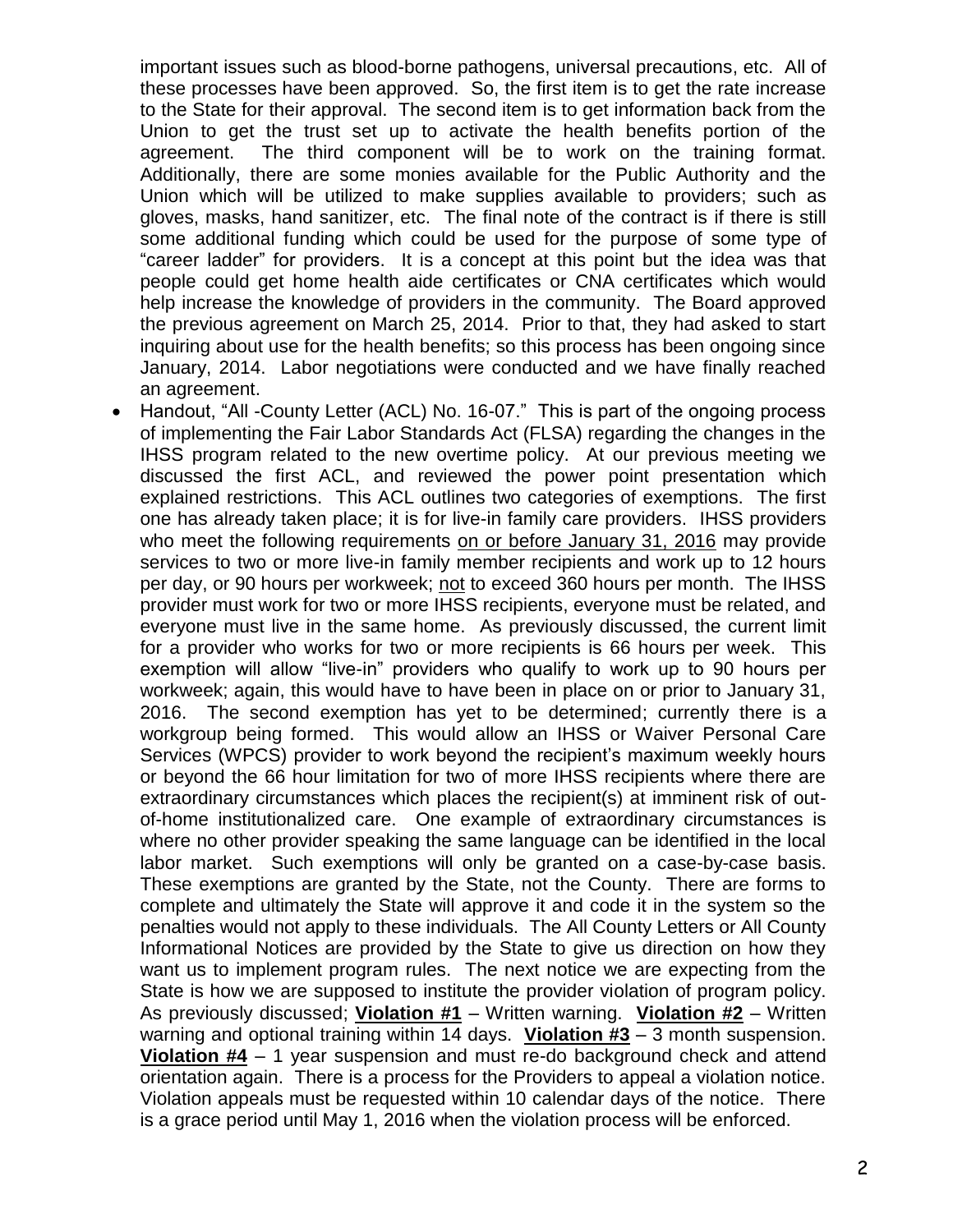important issues such as blood-borne pathogens, universal precautions, etc. All of these processes have been approved. So, the first item is to get the rate increase to the State for their approval. The second item is to get information back from the Union to get the trust set up to activate the health benefits portion of the agreement. The third component will be to work on the training format. Additionally, there are some monies available for the Public Authority and the Union which will be utilized to make supplies available to providers; such as gloves, masks, hand sanitizer, etc. The final note of the contract is if there is still some additional funding which could be used for the purpose of some type of "career ladder" for providers. It is a concept at this point but the idea was that people could get home health aide certificates or CNA certificates which would help increase the knowledge of providers in the community. The Board approved the previous agreement on March 25, 2014. Prior to that, they had asked to start inquiring about use for the health benefits; so this process has been ongoing since January, 2014. Labor negotiations were conducted and we have finally reached an agreement.

- Handout, "All -County Letter (ACL) No. 16-07." This is part of the ongoing process of implementing the Fair Labor Standards Act (FLSA) regarding the changes in the IHSS program related to the new overtime policy. At our previous meeting we discussed the first ACL, and reviewed the power point presentation which explained restrictions. This ACL outlines two categories of exemptions. The first one has already taken place; it is for live-in family care providers. IHSS providers who meet the following requirements <u>on or before January 31, 2016</u> may provide services to two or more live-in family member recipients and work up to 12 hours per day, or 90 hours per workweek; <u>not</u> to exceed 360 hours per month. The IHSS provider must work for two or more IHSS recipients, everyone must be related, and everyone must live in the same home. As previously discussed, the current limit for a provider who works for two or more recipients is 66 hours per week. This exemption will allow "live-in" providers who qualify to work up to 90 hours per workweek; again, this would have to have been in place on or prior to January 31, 2016. The second exemption has yet to be determined; currently there is a workgroup being formed. This would allow an IHSS or Waiver Personal Care Services (WPCS) provider to work beyond the recipient's maximum weekly hours or beyond the 66 hour limitation for two of more IHSS recipients where there are extraordinary circumstances which places the recipient(s) at imminent risk of out-of-home institutionalized care. One example of extraordinary circumstances is where no other provider speaking the same language can be identified in the local labor market. Such exemptions will only be granted on a case-by-case basis. These exemptions are granted by the State, not the County. There are forms to complete and ultimately the State will approve it and code it in the system so the penalties would not apply to these individuals. The All County Letters or All County Informational Notices are provided by the State to give us direction on how they want us to implement program rules. The next notice we are expecting from the State is how we are supposed to institute the provider violation of program policy. As previously discussed; **<u>Violation #1</u>** – Written warning. **<u>Violation #2</u>** – Written warning and optional training within 14 days. **<u>Violation #3</u>** – 3 month suspension. **<u>Violation #4</u>** – 1 year suspension and must re-do background check and attend orientation again. There is a process for the Providers to appeal a violation notice. Violation appeals must be requested within 10 calendar days of the notice. There is a grace period until May 1, 2016 when the violation process will be enforced.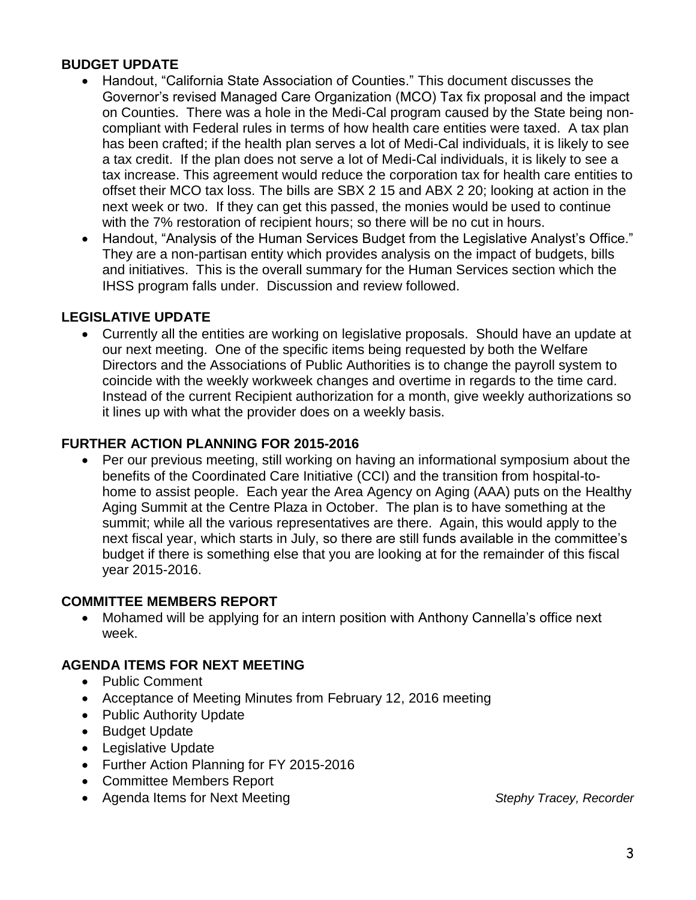## BUDGET UPDATE

- Handout, "California State Association of Counties." This document discusses the Governor's revised Managed Care Organization (MCO) Tax fix proposal and the impact on Counties. There was a hole in the Medi-Cal program caused by the State being non-compliant with Federal rules in terms of how health care entities were taxed. A tax plan has been crafted; if the health plan serves a lot of Medi-Cal individuals, it is likely to see a tax credit. If the plan does not serve a lot of Medi-Cal individuals, it is likely to see a tax increase. This agreement would reduce the corporation tax for health care entities to offset their MCO tax loss. The bills are SBX 2 15 and ABX 2 20; looking at action in the next week or two. If they can get this passed, the monies would be used to continue with the 7% restoration of recipient hours; so there will be no cut in hours.
- Handout, "Analysis of the Human Services Budget from the Legislative Analyst's Office." They are a non-partisan entity which provides analysis on the impact of budgets, bills and initiatives. This is the overall summary for the Human Services section which the IHSS program falls under. Discussion and review followed.

## LEGISLATIVE UPDATE

- Currently all the entities are working on legislative proposals. Should have an update at our next meeting. One of the specific items being requested by both the Welfare Directors and the Associations of Public Authorities is to change the payroll system to coincide with the weekly workweek changes and overtime in regards to the time card. Instead of the current Recipient authorization for a month, give weekly authorizations so it lines up with what the provider does on a weekly basis.

## FURTHER ACTION PLANNING FOR 2015-2016

- Per our previous meeting, still working on having an informational symposium about the benefits of the Coordinated Care Initiative (CCI) and the transition from hospital-to-home to assist people. Each year the Area Agency on Aging (AAA) puts on the Healthy Aging Summit at the Centre Plaza in October. The plan is to have something at the summit; while all the various representatives are there. Again, this would apply to the next fiscal year, which starts in July, so there are still funds available in the committee's budget if there is something else that you are looking at for the remainder of this fiscal year 2015-2016.

## COMMITTEE MEMBERS REPORT

- Mohamed will be applying for an intern position with Anthony Cannella's office next week.

## AGENDA ITEMS FOR NEXT MEETING

- Public Comment
- Acceptance of Meeting Minutes from February 12, 2016 meeting
- Public Authority Update
- Budget Update
- Legislative Update
- Further Action Planning for FY 2015-2016
- Committee Members Report
- Agenda Items for Next Meeting

*Stephy Tracey, Recorder*